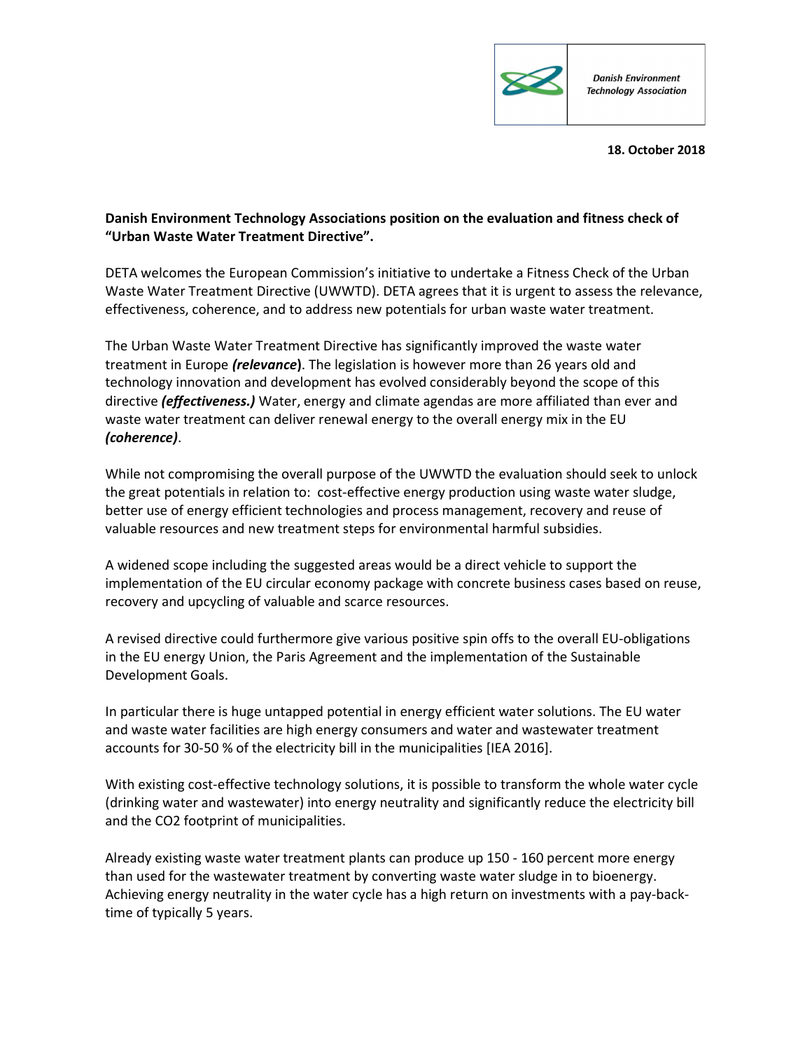Danish Environment Technology Association

**18. October 2018**

**Danish Environment Technology Associations position on the evaluation and fitness check of "Urban Waste Water Treatment Directive".**

DETA welcomes the European Commission's initiative to undertake a Fitness Check of the Urban Waste Water Treatment Directive (UWWTD). DETA agrees that it is urgent to assess the relevance, effectiveness, coherence, and to address new potentials for urban waste water treatment.

The Urban Waste Water Treatment Directive has significantly improved the waste water treatment in Europe ***(relevance*****)**. The legislation is however more than 26 years old and technology innovation and development has evolved considerably beyond the scope of this directive ***(effectiveness.)*** Water, energy and climate agendas are more affiliated than ever and waste water treatment can deliver renewal energy to the overall energy mix in the EU ***(coherence)***.

While not compromising the overall purpose of the UWWTD the evaluation should seek to unlock the great potentials in relation to: cost-effective energy production using waste water sludge, better use of energy efficient technologies and process management, recovery and reuse of valuable resources and new treatment steps for environmental harmful subsidies.

A widened scope including the suggested areas would be a direct vehicle to support the implementation of the EU circular economy package with concrete business cases based on reuse, recovery and upcycling of valuable and scarce resources.

A revised directive could furthermore give various positive spin offs to the overall EU-obligations in the EU energy Union, the Paris Agreement and the implementation of the Sustainable Development Goals.

In particular there is huge untapped potential in energy efficient water solutions. The EU water and waste water facilities are high energy consumers and water and wastewater treatment accounts for 30-50 % of the electricity bill in the municipalities [IEA 2016].

With existing cost-effective technology solutions, it is possible to transform the whole water cycle (drinking water and wastewater) into energy neutrality and significantly reduce the electricity bill and the CO2 footprint of municipalities.

Already existing waste water treatment plants can produce up 150 - 160 percent more energy than used for the wastewater treatment by converting waste water sludge in to bioenergy. Achieving energy neutrality in the water cycle has a high return on investments with a pay-back-time of typically 5 years.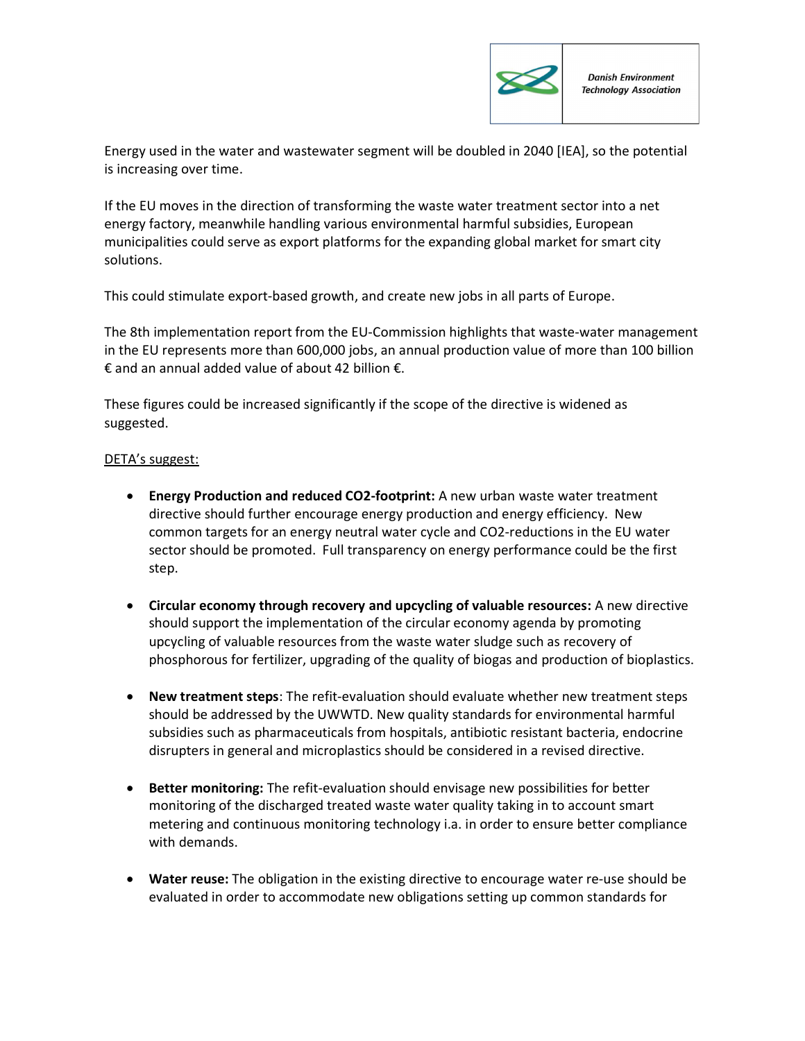Energy used in the water and wastewater segment will be doubled in 2040 [IEA], so the potential is increasing over time.

If the EU moves in the direction of transforming the waste water treatment sector into a net energy factory, meanwhile handling various environmental harmful subsidies, European municipalities could serve as export platforms for the expanding global market for smart city solutions.

This could stimulate export-based growth, and create new jobs in all parts of Europe.

The 8th implementation report from the EU-Commission highlights that waste-water management in the EU represents more than 600,000 jobs, an annual production value of more than 100 billion € and an annual added value of about 42 billion €.

These figures could be increased significantly if the scope of the directive is widened as suggested.

<u>DETA's suggest:</u>

- **Energy Production and reduced CO2-footprint:** A new urban waste water treatment directive should further encourage energy production and energy efficiency. New common targets for an energy neutral water cycle and CO2-reductions in the EU water sector should be promoted. Full transparency on energy performance could be the first step.

- **Circular economy through recovery and upcycling of valuable resources:** A new directive should support the implementation of the circular economy agenda by promoting upcycling of valuable resources from the waste water sludge such as recovery of phosphorous for fertilizer, upgrading of the quality of biogas and production of bioplastics.

- **New treatment steps**: The refit-evaluation should evaluate whether new treatment steps should be addressed by the UWWTD. New quality standards for environmental harmful subsidies such as pharmaceuticals from hospitals, antibiotic resistant bacteria, endocrine disrupters in general and microplastics should be considered in a revised directive.

- **Better monitoring:** The refit-evaluation should envisage new possibilities for better monitoring of the discharged treated waste water quality taking in to account smart metering and continuous monitoring technology i.a. in order to ensure better compliance with demands.

- **Water reuse:** The obligation in the existing directive to encourage water re-use should be evaluated in order to accommodate new obligations setting up common standards for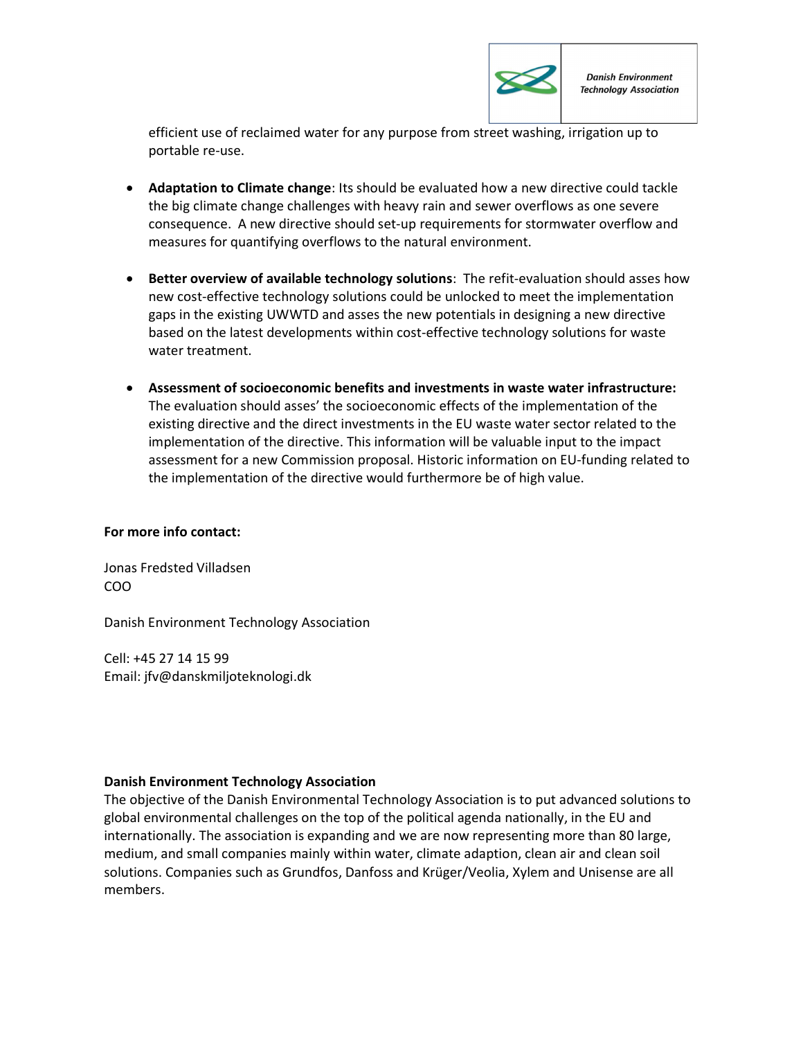efficient use of reclaimed water for any purpose from street washing, irrigation up to portable re-use.

- **Adaptation to Climate change**: Its should be evaluated how a new directive could tackle the big climate change challenges with heavy rain and sewer overflows as one severe consequence. A new directive should set-up requirements for stormwater overflow and measures for quantifying overflows to the natural environment.

- **Better overview of available technology solutions**: The refit-evaluation should asses how new cost-effective technology solutions could be unlocked to meet the implementation gaps in the existing UWWTD and asses the new potentials in designing a new directive based on the latest developments within cost-effective technology solutions for waste water treatment.

- **Assessment of socioeconomic benefits and investments in waste water infrastructure:** The evaluation should asses' the socioeconomic effects of the implementation of the existing directive and the direct investments in the EU waste water sector related to the implementation of the directive. This information will be valuable input to the impact assessment for a new Commission proposal. Historic information on EU-funding related to the implementation of the directive would furthermore be of high value.

**For more info contact:**

Jonas Fredsted Villadsen
COO

Danish Environment Technology Association

Cell: +45 27 14 15 99
Email: jfv@danskmiljoteknologi.dk

**Danish Environment Technology Association**

The objective of the Danish Environmental Technology Association is to put advanced solutions to global environmental challenges on the top of the political agenda nationally, in the EU and internationally. The association is expanding and we are now representing more than 80 large, medium, and small companies mainly within water, climate adaption, clean air and clean soil solutions. Companies such as Grundfos, Danfoss and Krüger/Veolia, Xylem and Unisense are all members.